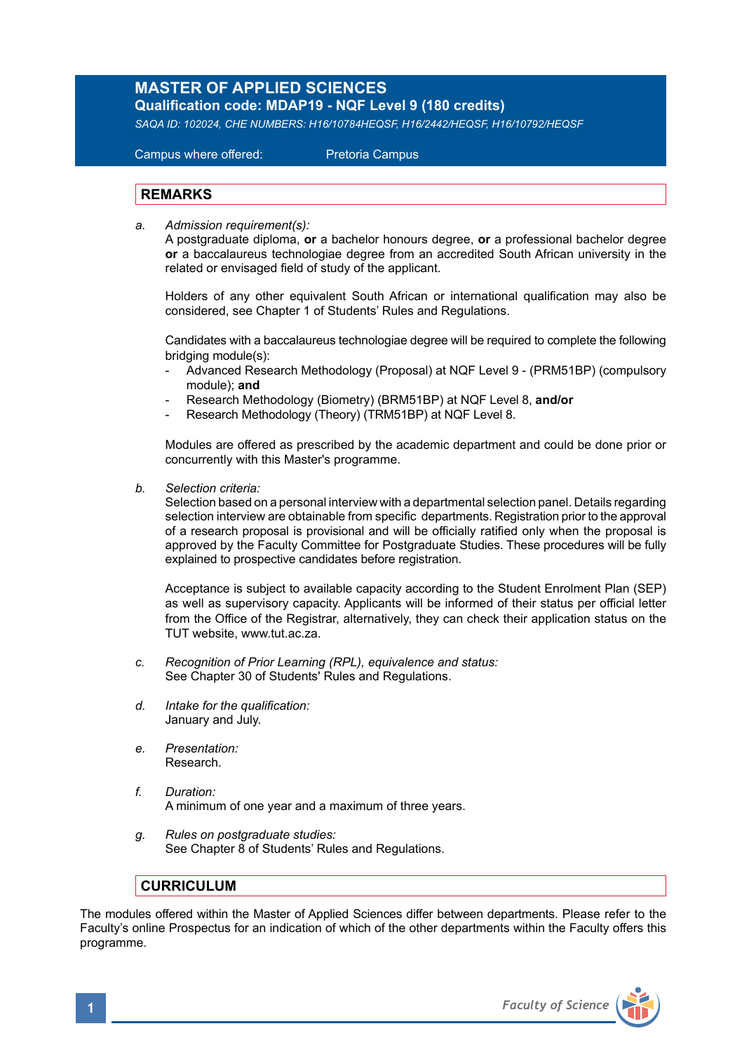# MASTER OF APPLIED SCIENCES

**Qualification code: MDAP19 - NQF Level 9 (180 credits)**

*SAQA ID: 102024, CHE NUMBERS: H16/10784HEQSF, H16/2442/HEQSF, H16/10792/HEQSF*

Campus where offered: Pretoria Campus

## REMARKS

a. *Admission requirement(s):*
A postgraduate diploma, **or** a bachelor honours degree, **or** a professional bachelor degree **or** a baccalaureus technologiae degree from an accredited South African university in the related or envisaged field of study of the applicant.

Holders of any other equivalent South African or international qualification may also be considered, see Chapter 1 of Students' Rules and Regulations.

Candidates with a baccalaureus technologiae degree will be required to complete the following bridging module(s):
- Advanced Research Methodology (Proposal) at NQF Level 9 - (PRM51BP) (compulsory module); **and**
- Research Methodology (Biometry) (BRM51BP) at NQF Level 8, **and/or**
- Research Methodology (Theory) (TRM51BP) at NQF Level 8.

Modules are offered as prescribed by the academic department and could be done prior or concurrently with this Master's programme.

b. *Selection criteria:*
Selection based on a personal interview with a departmental selection panel. Details regarding selection interview are obtainable from specific departments. Registration prior to the approval of a research proposal is provisional and will be officially ratified only when the proposal is approved by the Faculty Committee for Postgraduate Studies. These procedures will be fully explained to prospective candidates before registration.

Acceptance is subject to available capacity according to the Student Enrolment Plan (SEP) as well as supervisory capacity. Applicants will be informed of their status per official letter from the Office of the Registrar, alternatively, they can check their application status on the TUT website, www.tut.ac.za.

c. *Recognition of Prior Learning (RPL), equivalence and status:*
See Chapter 30 of Students' Rules and Regulations.

d. *Intake for the qualification:*
January and July.

e. *Presentation:*
Research.

f. *Duration:*
A minimum of one year and a maximum of three years.

g. *Rules on postgraduate studies:*
See Chapter 8 of Students' Rules and Regulations.

## CURRICULUM

The modules offered within the Master of Applied Sciences differ between departments. Please refer to the Faculty's online Prospectus for an indication of which of the other departments within the Faculty offers this programme.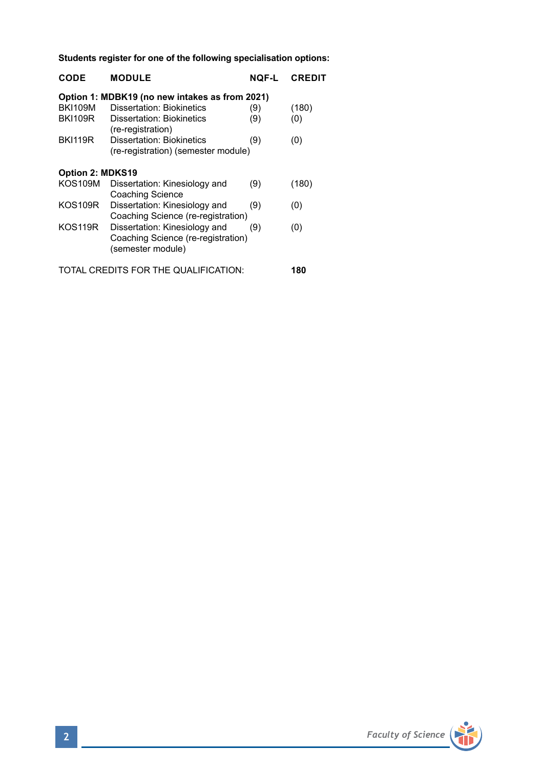**Students register for one of the following specialisation options:**

| CODE | MODULE | NQF-L | CREDIT |
|---|---|---|---|
| **Option 1: MDBK19 (no new intakes as from 2021)** | | | |
| BKI109M | Dissertation: Biokinetics | (9) | (180) |
| BKI109R | Dissertation: Biokinetics (re-registration) | (9) | (0) |
| BKI119R | Dissertation: Biokinetics (re-registration) (semester module) | (9) | (0) |
| **Option 2: MDKS19** | | | |
| KOS109M | Dissertation: Kinesiology and Coaching Science | (9) | (180) |
| KOS109R | Dissertation: Kinesiology and Coaching Science (re-registration) | (9) | (0) |
| KOS119R | Dissertation: Kinesiology and Coaching Science (re-registration) (semester module) | (9) | (0) |
| TOTAL CREDITS FOR THE QUALIFICATION: | | | **180** |